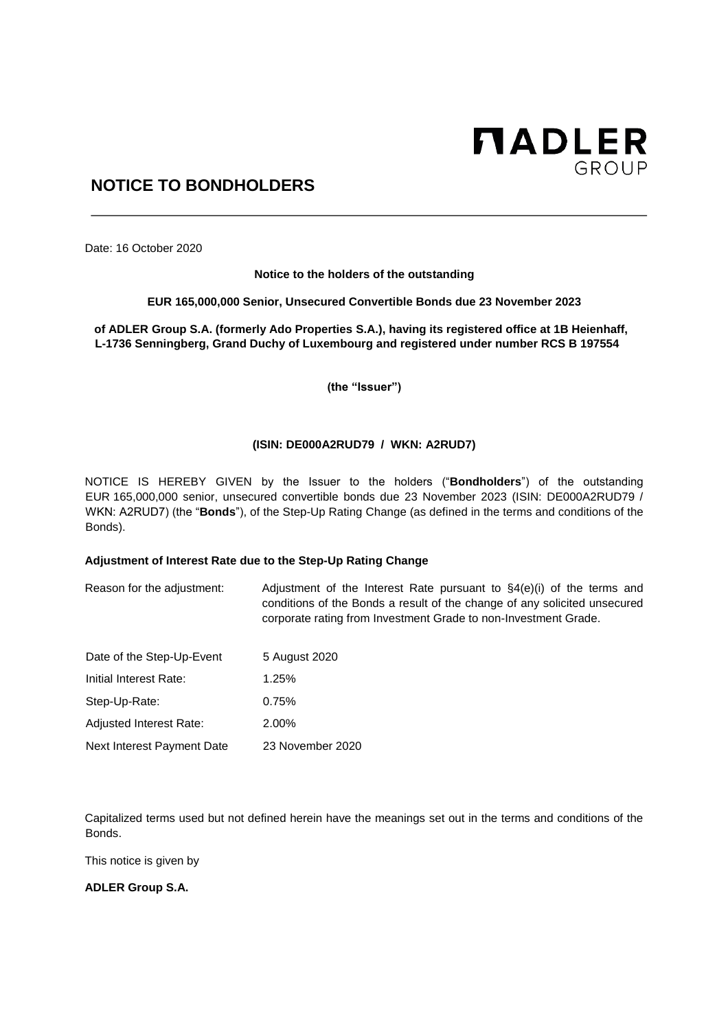ADLER GROUP

# NOTICE TO BONDHOLDERS

Date: 16 October 2020

**Notice to the holders of the outstanding**

**EUR 165,000,000 Senior, Unsecured Convertible Bonds due 23 November 2023**

**of ADLER Group S.A. (formerly Ado Properties S.A.), having its registered office at 1B Heienhaff, L-1736 Senningberg, Grand Duchy of Luxembourg and registered under number RCS B 197554**

**(the "Issuer")**

**(ISIN: DE000A2RUD79 / WKN: A2RUD7)**

NOTICE IS HEREBY GIVEN by the Issuer to the holders ("**Bondholders**") of the outstanding EUR 165,000,000 senior, unsecured convertible bonds due 23 November 2023 (ISIN: DE000A2RUD79 / WKN: A2RUD7) (the "**Bonds**"), of the Step-Up Rating Change (as defined in the terms and conditions of the Bonds).

**Adjustment of Interest Rate due to the Step-Up Rating Change**

| | |
|---|---|
| Reason for the adjustment: | Adjustment of the Interest Rate pursuant to §4(e)(i) of the terms and conditions of the Bonds a result of the change of any solicited unsecured corporate rating from Investment Grade to non-Investment Grade. |
| Date of the Step-Up-Event | 5 August 2020 |
| Initial Interest Rate: | 1.25% |
| Step-Up-Rate: | 0.75% |
| Adjusted Interest Rate: | 2.00% |
| Next Interest Payment Date | 23 November 2020 |

Capitalized terms used but not defined herein have the meanings set out in the terms and conditions of the Bonds.

This notice is given by

**ADLER Group S.A.**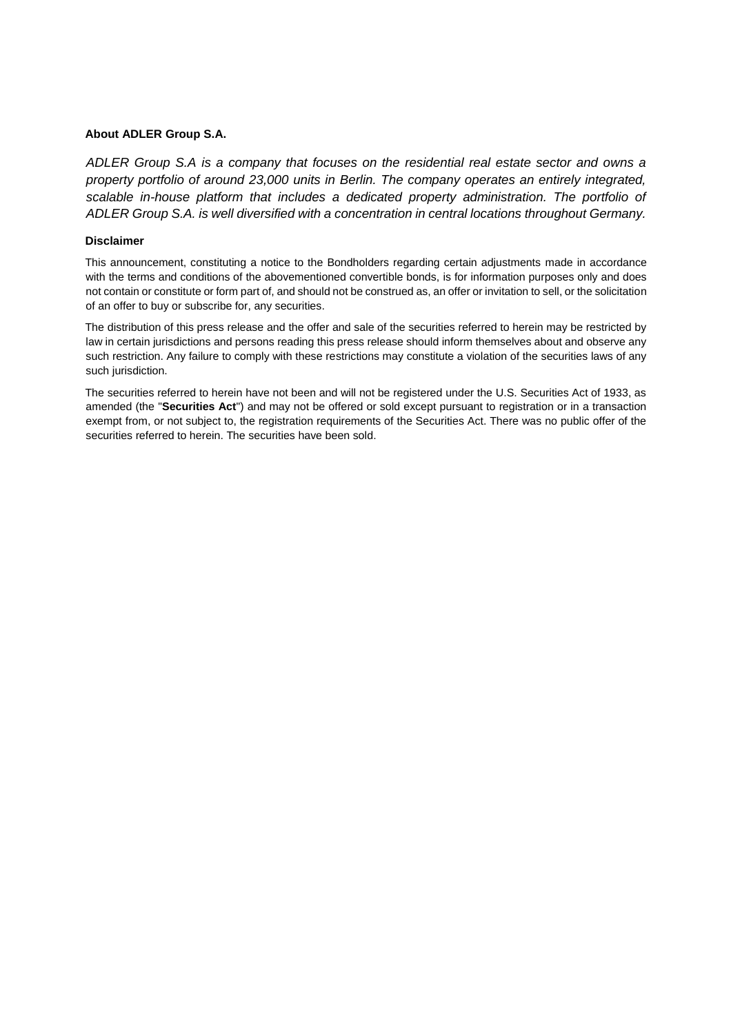**About ADLER Group S.A.**

*ADLER Group S.A is a company that focuses on the residential real estate sector and owns a property portfolio of around 23,000 units in Berlin. The company operates an entirely integrated, scalable in-house platform that includes a dedicated property administration. The portfolio of ADLER Group S.A. is well diversified with a concentration in central locations throughout Germany.*

**Disclaimer**

This announcement, constituting a notice to the Bondholders regarding certain adjustments made in accordance with the terms and conditions of the abovementioned convertible bonds, is for information purposes only and does not contain or constitute or form part of, and should not be construed as, an offer or invitation to sell, or the solicitation of an offer to buy or subscribe for, any securities.

The distribution of this press release and the offer and sale of the securities referred to herein may be restricted by law in certain jurisdictions and persons reading this press release should inform themselves about and observe any such restriction. Any failure to comply with these restrictions may constitute a violation of the securities laws of any such jurisdiction.

The securities referred to herein have not been and will not be registered under the U.S. Securities Act of 1933, as amended (the "**Securities Act**") and may not be offered or sold except pursuant to registration or in a transaction exempt from, or not subject to, the registration requirements of the Securities Act. There was no public offer of the securities referred to herein. The securities have been sold.